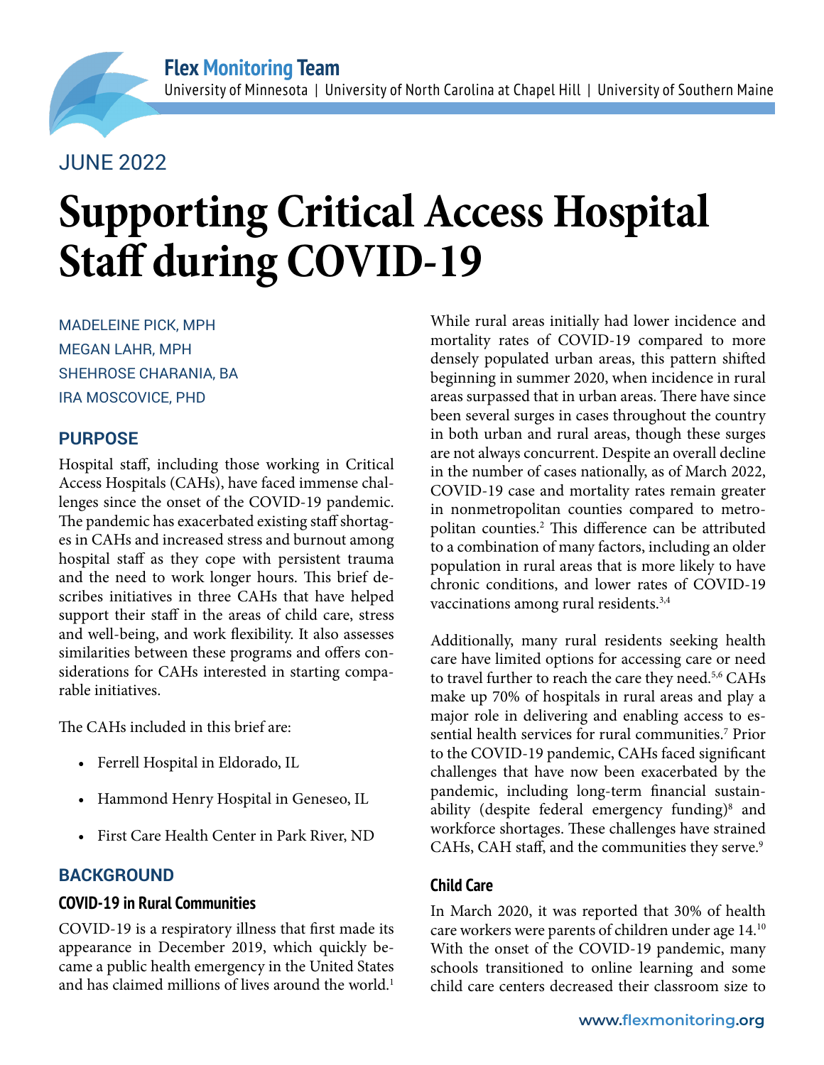Flex Monitoring Team

University of Minnesota | University of North Carolina at Chapel Hill | University of Southern Maine

JUNE 2022

# Supporting Critical Access Hospital Staff during COVID-19

MADELEINE PICK, MPH
MEGAN LAHR, MPH
SHEHROSE CHARANIA, BA
IRA MOSCOVICE, PHD

## PURPOSE

Hospital staff, including those working in Critical Access Hospitals (CAHs), have faced immense challenges since the onset of the COVID-19 pandemic. The pandemic has exacerbated existing staff shortages in CAHs and increased stress and burnout among hospital staff as they cope with persistent trauma and the need to work longer hours. This brief describes initiatives in three CAHs that have helped support their staff in the areas of child care, stress and well-being, and work flexibility. It also assesses similarities between these programs and offers considerations for CAHs interested in starting comparable initiatives.

The CAHs included in this brief are:

- Ferrell Hospital in Eldorado, IL
- Hammond Henry Hospital in Geneseo, IL
- First Care Health Center in Park River, ND

## BACKGROUND

### COVID-19 in Rural Communities

COVID-19 is a respiratory illness that first made its appearance in December 2019, which quickly became a public health emergency in the United States and has claimed millions of lives around the world.[1]

While rural areas initially had lower incidence and mortality rates of COVID-19 compared to more densely populated urban areas, this pattern shifted beginning in summer 2020, when incidence in rural areas surpassed that in urban areas. There have since been several surges in cases throughout the country in both urban and rural areas, though these surges are not always concurrent. Despite an overall decline in the number of cases nationally, as of March 2022, COVID-19 case and mortality rates remain greater in nonmetropolitan counties compared to metropolitan counties.[2] This difference can be attributed to a combination of many factors, including an older population in rural areas that is more likely to have chronic conditions, and lower rates of COVID-19 vaccinations among rural residents.[3,4]

Additionally, many rural residents seeking health care have limited options for accessing care or need to travel further to reach the care they need.[5,6] CAHs make up 70% of hospitals in rural areas and play a major role in delivering and enabling access to essential health services for rural communities.[7] Prior to the COVID-19 pandemic, CAHs faced significant challenges that have now been exacerbated by the pandemic, including long-term financial sustainability (despite federal emergency funding)[8] and workforce shortages. These challenges have strained CAHs, CAH staff, and the communities they serve.[9]

### Child Care

In March 2020, it was reported that 30% of health care workers were parents of children under age 14.[10] With the onset of the COVID-19 pandemic, many schools transitioned to online learning and some child care centers decreased their classroom size to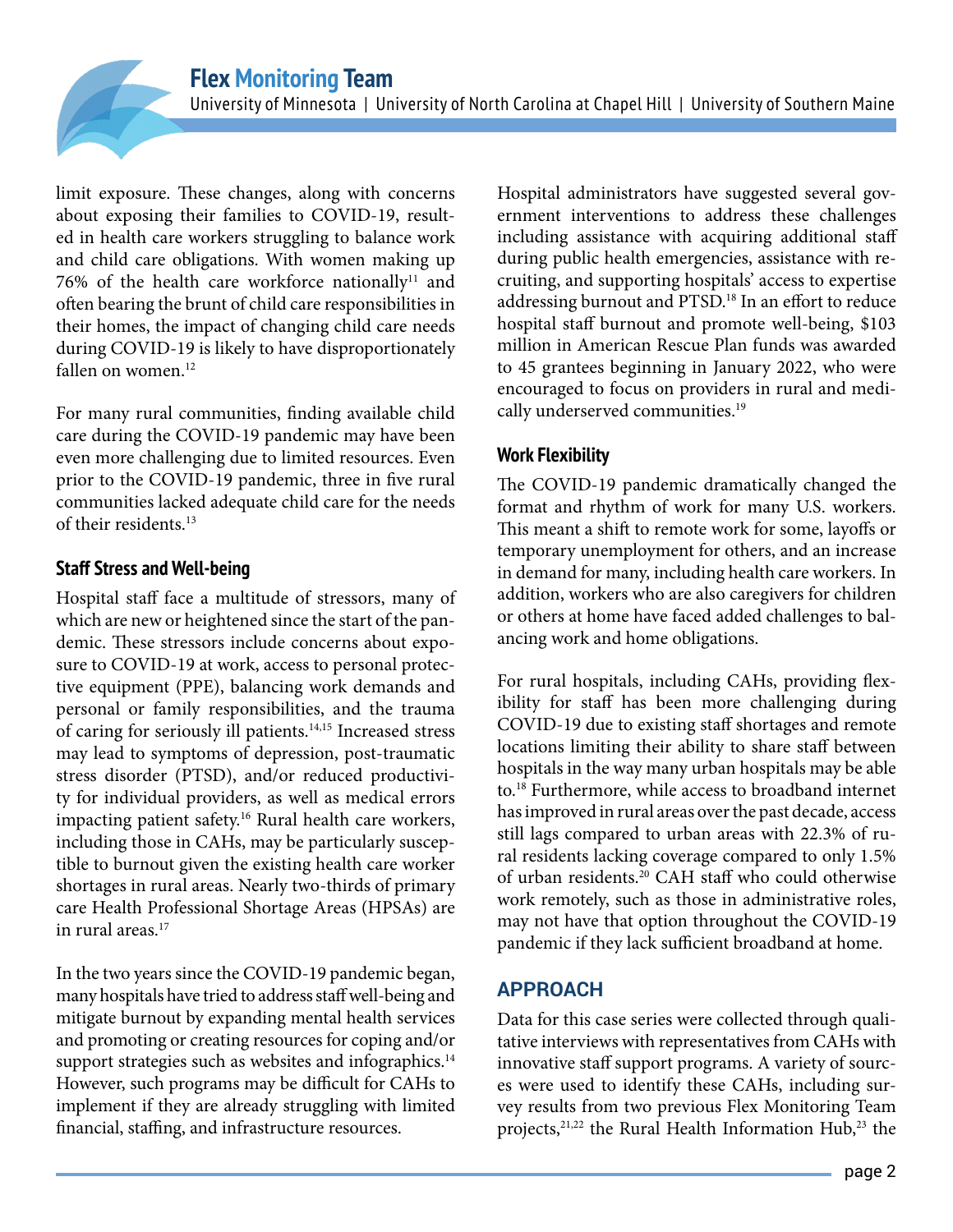limit exposure. These changes, along with concerns about exposing their families to COVID-19, resulted in health care workers struggling to balance work and child care obligations. With women making up 76% of the health care workforce nationally[11] and often bearing the brunt of child care responsibilities in their homes, the impact of changing child care needs during COVID-19 is likely to have disproportionately fallen on women.[12]

For many rural communities, finding available child care during the COVID-19 pandemic may have been even more challenging due to limited resources. Even prior to the COVID-19 pandemic, three in five rural communities lacked adequate child care for the needs of their residents.[13]

### Staff Stress and Well-being

Hospital staff face a multitude of stressors, many of which are new or heightened since the start of the pandemic. These stressors include concerns about exposure to COVID-19 at work, access to personal protective equipment (PPE), balancing work demands and personal or family responsibilities, and the trauma of caring for seriously ill patients.[14,15] Increased stress may lead to symptoms of depression, post-traumatic stress disorder (PTSD), and/or reduced productivity for individual providers, as well as medical errors impacting patient safety.[16] Rural health care workers, including those in CAHs, may be particularly susceptible to burnout given the existing health care worker shortages in rural areas. Nearly two-thirds of primary care Health Professional Shortage Areas (HPSAs) are in rural areas.[17]

In the two years since the COVID-19 pandemic began, many hospitals have tried to address staff well-being and mitigate burnout by expanding mental health services and promoting or creating resources for coping and/or support strategies such as websites and infographics.[14] However, such programs may be difficult for CAHs to implement if they are already struggling with limited financial, staffing, and infrastructure resources.

Hospital administrators have suggested several government interventions to address these challenges including assistance with acquiring additional staff during public health emergencies, assistance with recruiting, and supporting hospitals' access to expertise addressing burnout and PTSD.[18] In an effort to reduce hospital staff burnout and promote well-being, $103 million in American Rescue Plan funds was awarded to 45 grantees beginning in January 2022, who were encouraged to focus on providers in rural and medically underserved communities.[19]

### Work Flexibility

The COVID-19 pandemic dramatically changed the format and rhythm of work for many U.S. workers. This meant a shift to remote work for some, layoffs or temporary unemployment for others, and an increase in demand for many, including health care workers. In addition, workers who are also caregivers for children or others at home have faced added challenges to balancing work and home obligations.

For rural hospitals, including CAHs, providing flexibility for staff has been more challenging during COVID-19 due to existing staff shortages and remote locations limiting their ability to share staff between hospitals in the way many urban hospitals may be able to.[18] Furthermore, while access to broadband internet has improved in rural areas over the past decade, access still lags compared to urban areas with 22.3% of rural residents lacking coverage compared to only 1.5% of urban residents.[20] CAH staff who could otherwise work remotely, such as those in administrative roles, may not have that option throughout the COVID-19 pandemic if they lack sufficient broadband at home.

## APPROACH

Data for this case series were collected through qualitative interviews with representatives from CAHs with innovative staff support programs. A variety of sources were used to identify these CAHs, including survey results from two previous Flex Monitoring Team projects,[21,22] the Rural Health Information Hub,[23] the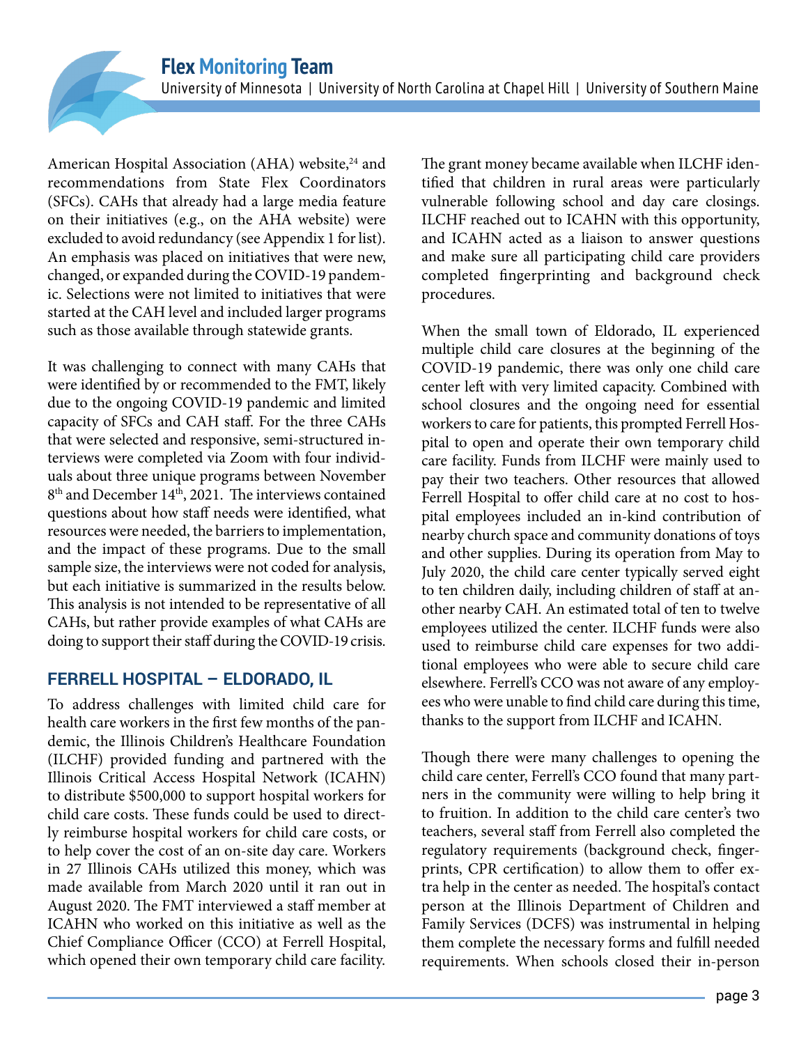American Hospital Association (AHA) website,[24] and recommendations from State Flex Coordinators (SFCs). CAHs that already had a large media feature on their initiatives (e.g., on the AHA website) were excluded to avoid redundancy (see Appendix 1 for list). An emphasis was placed on initiatives that were new, changed, or expanded during the COVID-19 pandemic. Selections were not limited to initiatives that were started at the CAH level and included larger programs such as those available through statewide grants.

It was challenging to connect with many CAHs that were identified by or recommended to the FMT, likely due to the ongoing COVID-19 pandemic and limited capacity of SFCs and CAH staff. For the three CAHs that were selected and responsive, semi-structured interviews were completed via Zoom with four individuals about three unique programs between November 8th and December 14th, 2021. The interviews contained questions about how staff needs were identified, what resources were needed, the barriers to implementation, and the impact of these programs. Due to the small sample size, the interviews were not coded for analysis, but each initiative is summarized in the results below. This analysis is not intended to be representative of all CAHs, but rather provide examples of what CAHs are doing to support their staff during the COVID-19 crisis.

## FERRELL HOSPITAL – ELDORADO, IL

To address challenges with limited child care for health care workers in the first few months of the pandemic, the Illinois Children's Healthcare Foundation (ILCHF) provided funding and partnered with the Illinois Critical Access Hospital Network (ICAHN) to distribute $500,000 to support hospital workers for child care costs. These funds could be used to directly reimburse hospital workers for child care costs, or to help cover the cost of an on-site day care. Workers in 27 Illinois CAHs utilized this money, which was made available from March 2020 until it ran out in August 2020. The FMT interviewed a staff member at ICAHN who worked on this initiative as well as the Chief Compliance Officer (CCO) at Ferrell Hospital, which opened their own temporary child care facility.

The grant money became available when ILCHF identified that children in rural areas were particularly vulnerable following school and day care closings. ILCHF reached out to ICAHN with this opportunity, and ICAHN acted as a liaison to answer questions and make sure all participating child care providers completed fingerprinting and background check procedures.

When the small town of Eldorado, IL experienced multiple child care closures at the beginning of the COVID-19 pandemic, there was only one child care center left with very limited capacity. Combined with school closures and the ongoing need for essential workers to care for patients, this prompted Ferrell Hospital to open and operate their own temporary child care facility. Funds from ILCHF were mainly used to pay their two teachers. Other resources that allowed Ferrell Hospital to offer child care at no cost to hospital employees included an in-kind contribution of nearby church space and community donations of toys and other supplies. During its operation from May to July 2020, the child care center typically served eight to ten children daily, including children of staff at another nearby CAH. An estimated total of ten to twelve employees utilized the center. ILCHF funds were also used to reimburse child care expenses for two additional employees who were able to secure child care elsewhere. Ferrell's CCO was not aware of any employees who were unable to find child care during this time, thanks to the support from ILCHF and ICAHN.

Though there were many challenges to opening the child care center, Ferrell's CCO found that many partners in the community were willing to help bring it to fruition. In addition to the child care center's two teachers, several staff from Ferrell also completed the regulatory requirements (background check, fingerprints, CPR certification) to allow them to offer extra help in the center as needed. The hospital's contact person at the Illinois Department of Children and Family Services (DCFS) was instrumental in helping them complete the necessary forms and fulfill needed requirements. When schools closed their in-person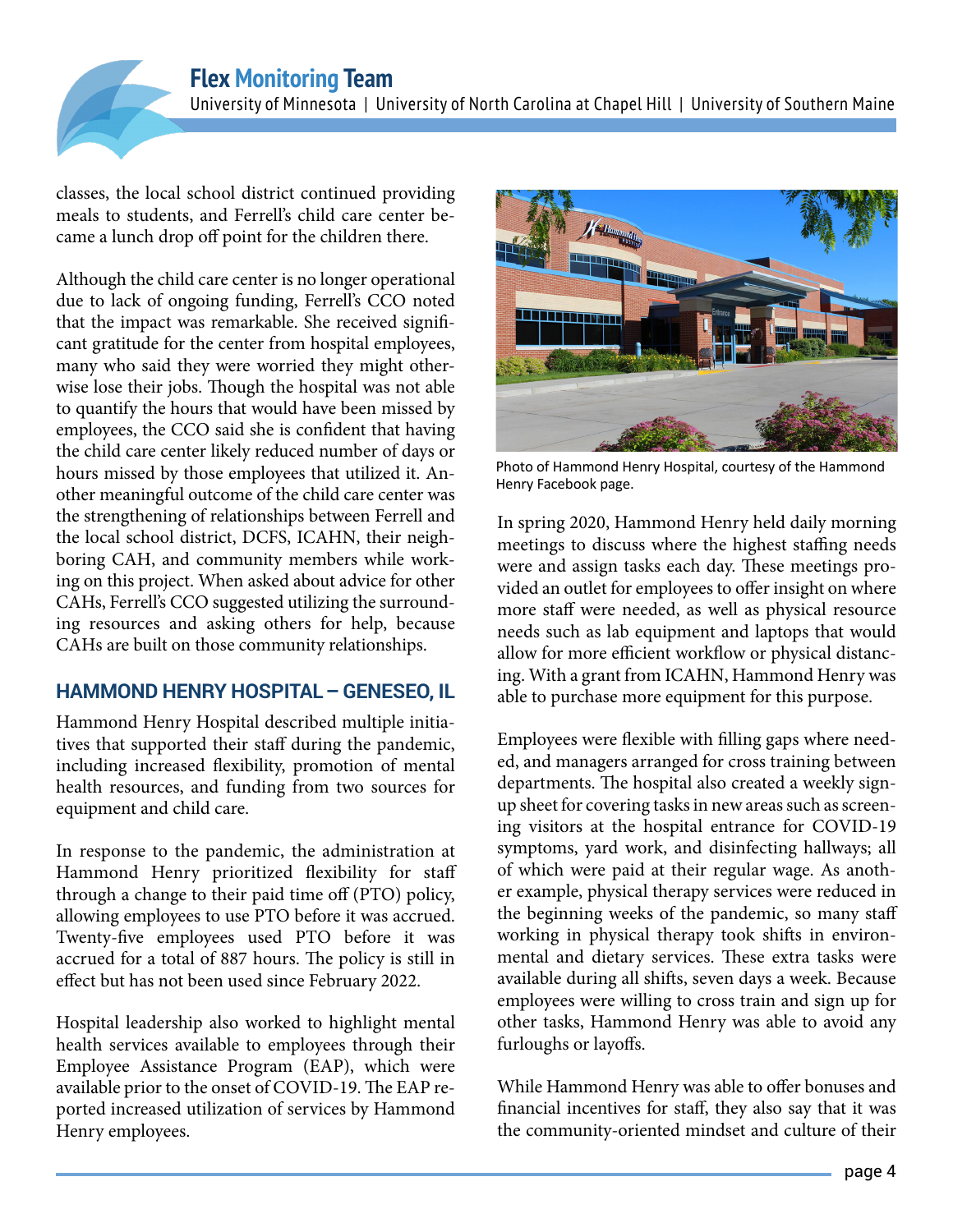classes, the local school district continued providing meals to students, and Ferrell's child care center became a lunch drop off point for the children there.

Although the child care center is no longer operational due to lack of ongoing funding, Ferrell's CCO noted that the impact was remarkable. She received significant gratitude for the center from hospital employees, many who said they were worried they might otherwise lose their jobs. Though the hospital was not able to quantify the hours that would have been missed by employees, the CCO said she is confident that having the child care center likely reduced number of days or hours missed by those employees that utilized it. Another meaningful outcome of the child care center was the strengthening of relationships between Ferrell and the local school district, DCFS, ICAHN, their neighboring CAH, and community members while working on this project. When asked about advice for other CAHs, Ferrell's CCO suggested utilizing the surrounding resources and asking others for help, because CAHs are built on those community relationships.

## HAMMOND HENRY HOSPITAL – GENESEO, IL

Hammond Henry Hospital described multiple initiatives that supported their staff during the pandemic, including increased flexibility, promotion of mental health resources, and funding from two sources for equipment and child care.

In response to the pandemic, the administration at Hammond Henry prioritized flexibility for staff through a change to their paid time off (PTO) policy, allowing employees to use PTO before it was accrued. Twenty-five employees used PTO before it was accrued for a total of 887 hours. The policy is still in effect but has not been used since February 2022.

Hospital leadership also worked to highlight mental health services available to employees through their Employee Assistance Program (EAP), which were available prior to the onset of COVID-19. The EAP reported increased utilization of services by Hammond Henry employees.

Photo of Hammond Henry Hospital, courtesy of the Hammond Henry Facebook page.

In spring 2020, Hammond Henry held daily morning meetings to discuss where the highest staffing needs were and assign tasks each day. These meetings provided an outlet for employees to offer insight on where more staff were needed, as well as physical resource needs such as lab equipment and laptops that would allow for more efficient workflow or physical distancing. With a grant from ICAHN, Hammond Henry was able to purchase more equipment for this purpose.

Employees were flexible with filling gaps where needed, and managers arranged for cross training between departments. The hospital also created a weekly signup sheet for covering tasks in new areas such as screening visitors at the hospital entrance for COVID-19 symptoms, yard work, and disinfecting hallways; all of which were paid at their regular wage. As another example, physical therapy services were reduced in the beginning weeks of the pandemic, so many staff working in physical therapy took shifts in environmental and dietary services. These extra tasks were available during all shifts, seven days a week. Because employees were willing to cross train and sign up for other tasks, Hammond Henry was able to avoid any furloughs or layoffs.

While Hammond Henry was able to offer bonuses and financial incentives for staff, they also say that it was the community-oriented mindset and culture of their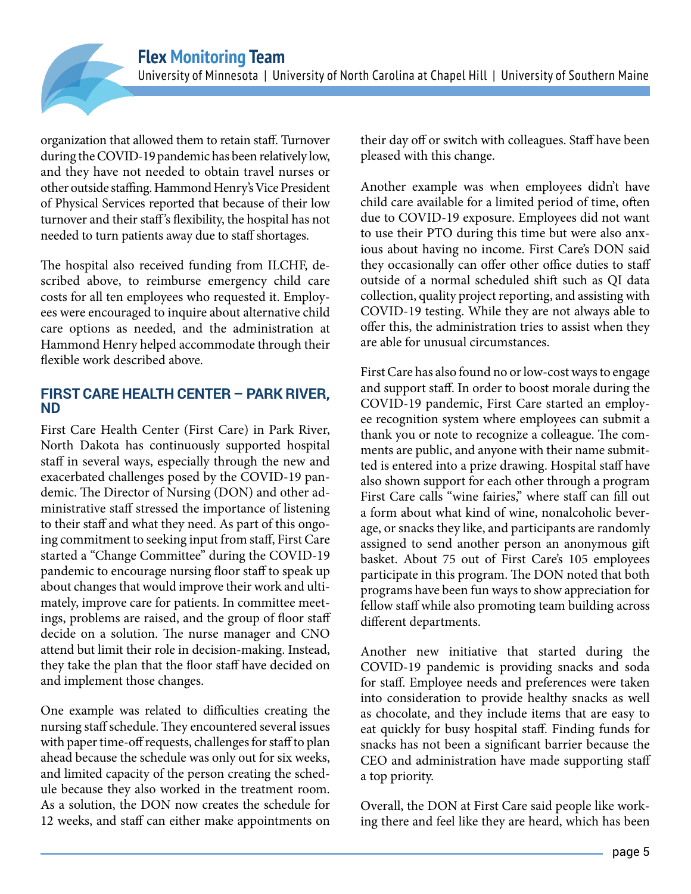organization that allowed them to retain staff. Turnover during the COVID-19 pandemic has been relatively low, and they have not needed to obtain travel nurses or other outside staffing. Hammond Henry's Vice President of Physical Services reported that because of their low turnover and their staff's flexibility, the hospital has not needed to turn patients away due to staff shortages.

The hospital also received funding from ILCHF, described above, to reimburse emergency child care costs for all ten employees who requested it. Employees were encouraged to inquire about alternative child care options as needed, and the administration at Hammond Henry helped accommodate through their flexible work described above.

### FIRST CARE HEALTH CENTER – PARK RIVER, ND

First Care Health Center (First Care) in Park River, North Dakota has continuously supported hospital staff in several ways, especially through the new and exacerbated challenges posed by the COVID-19 pandemic. The Director of Nursing (DON) and other administrative staff stressed the importance of listening to their staff and what they need. As part of this ongoing commitment to seeking input from staff, First Care started a "Change Committee" during the COVID-19 pandemic to encourage nursing floor staff to speak up about changes that would improve their work and ultimately, improve care for patients. In committee meetings, problems are raised, and the group of floor staff decide on a solution. The nurse manager and CNO attend but limit their role in decision-making. Instead, they take the plan that the floor staff have decided on and implement those changes.

One example was related to difficulties creating the nursing staff schedule. They encountered several issues with paper time-off requests, challenges for staff to plan ahead because the schedule was only out for six weeks, and limited capacity of the person creating the schedule because they also worked in the treatment room. As a solution, the DON now creates the schedule for 12 weeks, and staff can either make appointments on their day off or switch with colleagues. Staff have been pleased with this change.

Another example was when employees didn't have child care available for a limited period of time, often due to COVID-19 exposure. Employees did not want to use their PTO during this time but were also anxious about having no income. First Care's DON said they occasionally can offer other office duties to staff outside of a normal scheduled shift such as QI data collection, quality project reporting, and assisting with COVID-19 testing. While they are not always able to offer this, the administration tries to assist when they are able for unusual circumstances.

First Care has also found no or low-cost ways to engage and support staff. In order to boost morale during the COVID-19 pandemic, First Care started an employee recognition system where employees can submit a thank you or note to recognize a colleague. The comments are public, and anyone with their name submitted is entered into a prize drawing. Hospital staff have also shown support for each other through a program First Care calls "wine fairies," where staff can fill out a form about what kind of wine, nonalcoholic beverage, or snacks they like, and participants are randomly assigned to send another person an anonymous gift basket. About 75 out of First Care's 105 employees participate in this program. The DON noted that both programs have been fun ways to show appreciation for fellow staff while also promoting team building across different departments.

Another new initiative that started during the COVID-19 pandemic is providing snacks and soda for staff. Employee needs and preferences were taken into consideration to provide healthy snacks as well as chocolate, and they include items that are easy to eat quickly for busy hospital staff. Finding funds for snacks has not been a significant barrier because the CEO and administration have made supporting staff a top priority.

Overall, the DON at First Care said people like working there and feel like they are heard, which has been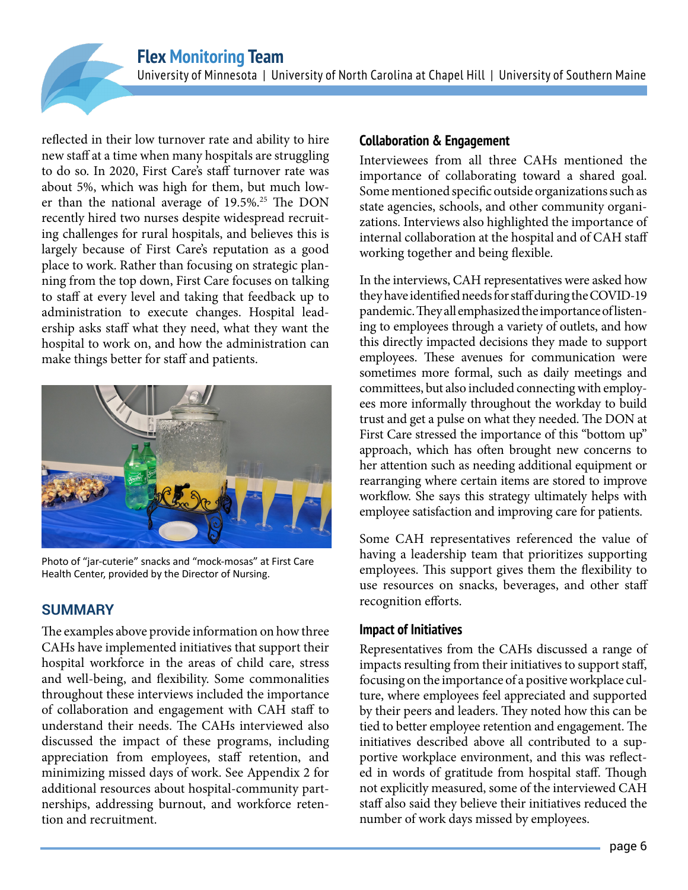reflected in their low turnover rate and ability to hire new staff at a time when many hospitals are struggling to do so. In 2020, First Care's staff turnover rate was about 5%, which was high for them, but much lower than the national average of 19.5%.[25] The DON recently hired two nurses despite widespread recruiting challenges for rural hospitals, and believes this is largely because of First Care's reputation as a good place to work. Rather than focusing on strategic planning from the top down, First Care focuses on talking to staff at every level and taking that feedback up to administration to execute changes. Hospital leadership asks staff what they need, what they want the hospital to work on, and how the administration can make things better for staff and patients.

Photo of "jar-cuterie" snacks and "mock-mosas" at First Care Health Center, provided by the Director of Nursing.

## SUMMARY

The examples above provide information on how three CAHs have implemented initiatives that support their hospital workforce in the areas of child care, stress and well-being, and flexibility. Some commonalities throughout these interviews included the importance of collaboration and engagement with CAH staff to understand their needs. The CAHs interviewed also discussed the impact of these programs, including appreciation from employees, staff retention, and minimizing missed days of work. See Appendix 2 for additional resources about hospital-community partnerships, addressing burnout, and workforce retention and recruitment.

### Collaboration & Engagement

Interviewees from all three CAHs mentioned the importance of collaborating toward a shared goal. Some mentioned specific outside organizations such as state agencies, schools, and other community organizations. Interviews also highlighted the importance of internal collaboration at the hospital and of CAH staff working together and being flexible.

In the interviews, CAH representatives were asked how they have identified needs for staff during the COVID-19 pandemic. They all emphasized the importance of listening to employees through a variety of outlets, and how this directly impacted decisions they made to support employees. These avenues for communication were sometimes more formal, such as daily meetings and committees, but also included connecting with employees more informally throughout the workday to build trust and get a pulse on what they needed. The DON at First Care stressed the importance of this "bottom up" approach, which has often brought new concerns to her attention such as needing additional equipment or rearranging where certain items are stored to improve workflow. She says this strategy ultimately helps with employee satisfaction and improving care for patients.

Some CAH representatives referenced the value of having a leadership team that prioritizes supporting employees. This support gives them the flexibility to use resources on snacks, beverages, and other staff recognition efforts.

### Impact of Initiatives

Representatives from the CAHs discussed a range of impacts resulting from their initiatives to support staff, focusing on the importance of a positive workplace culture, where employees feel appreciated and supported by their peers and leaders. They noted how this can be tied to better employee retention and engagement. The initiatives described above all contributed to a supportive workplace environment, and this was reflected in words of gratitude from hospital staff. Though not explicitly measured, some of the interviewed CAH staff also said they believe their initiatives reduced the number of work days missed by employees.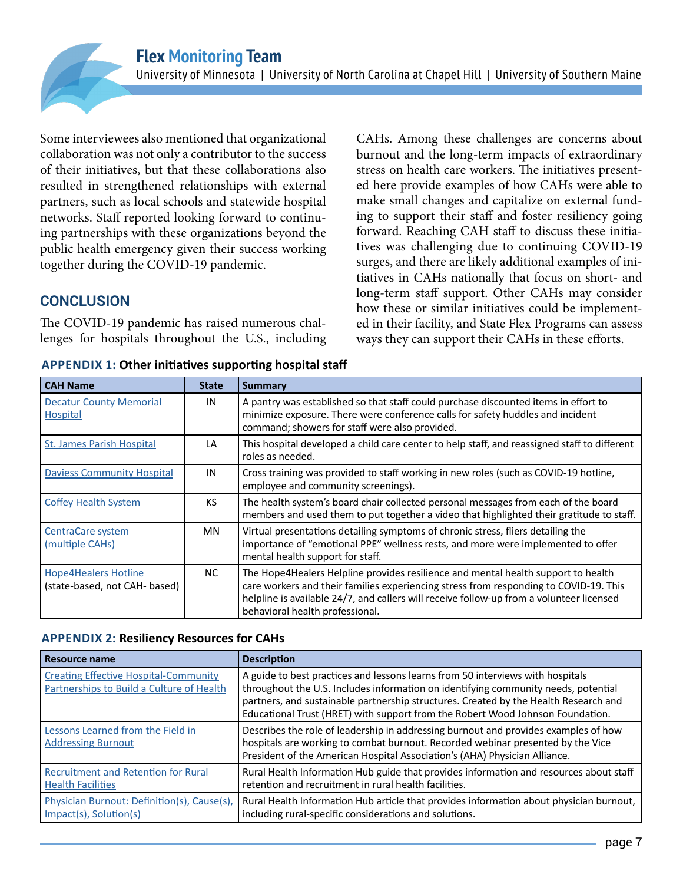Some interviewees also mentioned that organizational collaboration was not only a contributor to the success of their initiatives, but that these collaborations also resulted in strengthened relationships with external partners, such as local schools and statewide hospital networks. Staff reported looking forward to continuing partnerships with these organizations beyond the public health emergency given their success working together during the COVID-19 pandemic.

## CONCLUSION

The COVID-19 pandemic has raised numerous challenges for hospitals throughout the U.S., including CAHs. Among these challenges are concerns about burnout and the long-term impacts of extraordinary stress on health care workers. The initiatives presented here provide examples of how CAHs were able to make small changes and capitalize on external funding to support their staff and foster resiliency going forward. Reaching CAH staff to discuss these initiatives was challenging due to continuing COVID-19 surges, and there are likely additional examples of initiatives in CAHs nationally that focus on short- and long-term staff support. Other CAHs may consider how these or similar initiatives could be implemented in their facility, and State Flex Programs can assess ways they can support their CAHs in these efforts.

### APPENDIX 1: Other initiatives supporting hospital staff

| CAH Name | State | Summary |
|---|---|---|
| Decatur County Memorial Hospital | IN | A pantry was established so that staff could purchase discounted items in effort to minimize exposure. There were conference calls for safety huddles and incident command; showers for staff were also provided. |
| St. James Parish Hospital | LA | This hospital developed a child care center to help staff, and reassigned staff to different roles as needed. |
| Daviess Community Hospital | IN | Cross training was provided to staff working in new roles (such as COVID-19 hotline, employee and community screenings). |
| Coffey Health System | KS | The health system's board chair collected personal messages from each of the board members and used them to put together a video that highlighted their gratitude to staff. |
| CentraCare system (multiple CAHs) | MN | Virtual presentations detailing symptoms of chronic stress, fliers detailing the importance of "emotional PPE" wellness rests, and more were implemented to offer mental health support for staff. |
| Hope4Healers Hotline (state-based, not CAH- based) | NC | The Hope4Healers Helpline provides resilience and mental health support to health care workers and their families experiencing stress from responding to COVID-19. This helpline is available 24/7, and callers will receive follow-up from a volunteer licensed behavioral health professional. |

### APPENDIX 2: Resiliency Resources for CAHs

| Resource name | Description |
|---|---|
| Creating Effective Hospital-Community Partnerships to Build a Culture of Health | A guide to best practices and lessons learns from 50 interviews with hospitals throughout the U.S. Includes information on identifying community needs, potential partners, and sustainable partnership structures. Created by the Health Research and Educational Trust (HRET) with support from the Robert Wood Johnson Foundation. |
| Lessons Learned from the Field in Addressing Burnout | Describes the role of leadership in addressing burnout and provides examples of how hospitals are working to combat burnout. Recorded webinar presented by the Vice President of the American Hospital Association's (AHA) Physician Alliance. |
| Recruitment and Retention for Rural Health Facilities | Rural Health Information Hub guide that provides information and resources about staff retention and recruitment in rural health facilities. |
| Physician Burnout: Definition(s), Cause(s), Impact(s), Solution(s) | Rural Health Information Hub article that provides information about physician burnout, including rural-specific considerations and solutions. |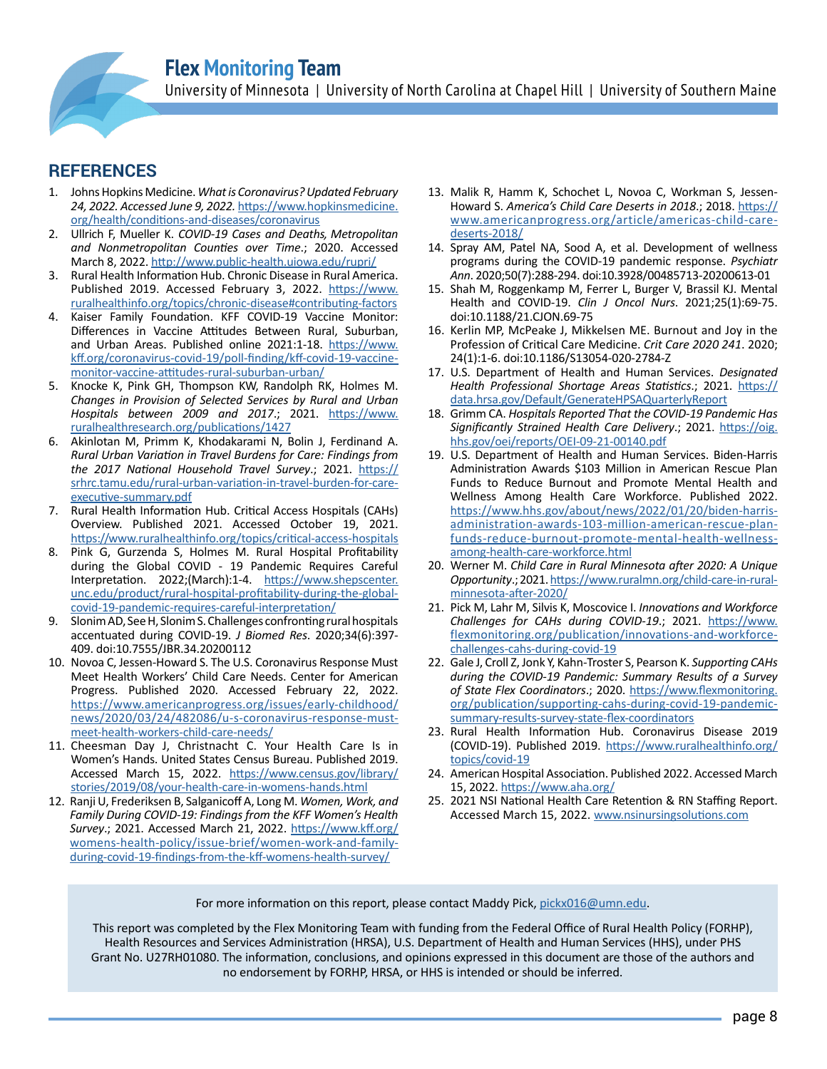## REFERENCES

1. Johns Hopkins Medicine. *What is Coronavirus? Updated February 24, 2022. Accessed June 9, 2022.* https://www.hopkinsmedicine.org/health/conditions-and-diseases/coronavirus
2. Ullrich F, Mueller K. *COVID-19 Cases and Deaths, Metropolitan and Nonmetropolitan Counties over Time*.; 2020. Accessed March 8, 2022. http://www.public-health.uiowa.edu/rupri/
3. Rural Health Information Hub. Chronic Disease in Rural America. Published 2019. Accessed February 3, 2022. https://www.ruralhealthinfo.org/topics/chronic-disease#contributing-factors
4. Kaiser Family Foundation. KFF COVID-19 Vaccine Monitor: Differences in Vaccine Attitudes Between Rural, Suburban, and Urban Areas. Published online 2021:1-18. https://www.kff.org/coronavirus-covid-19/poll-finding/kff-covid-19-vaccine-monitor-vaccine-attitudes-rural-suburban-urban/
5. Knocke K, Pink GH, Thompson KW, Randolph RK, Holmes M. *Changes in Provision of Selected Services by Rural and Urban Hospitals between 2009 and 2017*.; 2021. https://www.ruralhealthresearch.org/publications/1427
6. Akinlotan M, Primm K, Khodakarami N, Bolin J, Ferdinand A. *Rural Urban Variation in Travel Burdens for Care: Findings from the 2017 National Household Travel Survey*.; 2021. https://srhrc.tamu.edu/rural-urban-variation-in-travel-burden-for-care-executive-summary.pdf
7. Rural Health Information Hub. Critical Access Hospitals (CAHs) Overview. Published 2021. Accessed October 19, 2021. https://www.ruralhealthinfo.org/topics/critical-access-hospitals
8. Pink G, Gurzenda S, Holmes M. Rural Hospital Profitability during the Global COVID - 19 Pandemic Requires Careful Interpretation. 2022;(March):1-4. https://www.shepscenter.unc.edu/product/rural-hospital-profitability-during-the-global-covid-19-pandemic-requires-careful-interpretation/
9. Slonim AD, See H, Slonim S. Challenges confronting rural hospitals accentuated during COVID-19. *J Biomed Res*. 2020;34(6):397-409. doi:10.7555/JBR.34.20200112
10. Novoa C, Jessen-Howard S. The U.S. Coronavirus Response Must Meet Health Workers' Child Care Needs. Center for American Progress. Published 2020. Accessed February 22, 2022. https://www.americanprogress.org/issues/early-childhood/news/2020/03/24/482086/u-s-coronavirus-response-must-meet-health-workers-child-care-needs/
11. Cheesman Day J, Christnacht C. Your Health Care Is in Women's Hands. United States Census Bureau. Published 2019. Accessed March 15, 2022. https://www.census.gov/library/stories/2019/08/your-health-care-in-womens-hands.html
12. Ranji U, Frederiksen B, Salganicoff A, Long M. *Women, Work, and Family During COVID-19: Findings from the KFF Women's Health Survey*.; 2021. Accessed March 21, 2022. https://www.kff.org/womens-health-policy/issue-brief/women-work-and-family-during-covid-19-findings-from-the-kff-womens-health-survey/
13. Malik R, Hamm K, Schochet L, Novoa C, Workman S, Jessen-Howard S. *America's Child Care Deserts in 2018*.; 2018. https://www.americanprogress.org/article/americas-child-care-deserts-2018/
14. Spray AM, Patel NA, Sood A, et al. Development of wellness programs during the COVID-19 pandemic response. *Psychiatr Ann*. 2020;50(7):288-294. doi:10.3928/00485713-20200613-01
15. Shah M, Roggenkamp M, Ferrer L, Burger V, Brassil KJ. Mental Health and COVID-19. *Clin J Oncol Nurs*. 2021;25(1):69-75. doi:10.1188/21.CJON.69-75
16. Kerlin MP, McPeake J, Mikkelsen ME. Burnout and Joy in the Profession of Critical Care Medicine. *Crit Care 2020 241*. 2020; 24(1):1-6. doi:10.1186/S13054-020-2784-Z
17. U.S. Department of Health and Human Services. *Designated Health Professional Shortage Areas Statistics*.; 2021. https://data.hrsa.gov/Default/GenerateHPSAQuarterlyReport
18. Grimm CA. *Hospitals Reported That the COVID-19 Pandemic Has Significantly Strained Health Care Delivery*.; 2021. https://oig.hhs.gov/oei/reports/OEI-09-21-00140.pdf
19. U.S. Department of Health and Human Services. Biden-Harris Administration Awards $103 Million in American Rescue Plan Funds to Reduce Burnout and Promote Mental Health and Wellness Among Health Care Workforce. Published 2022. https://www.hhs.gov/about/news/2022/01/20/biden-harris-administration-awards-103-million-american-rescue-plan-funds-reduce-burnout-promote-mental-health-wellness-among-health-care-workforce.html
20. Werner M. *Child Care in Rural Minnesota after 2020: A Unique Opportunity*.; 2021. https://www.ruralmn.org/child-care-in-rural-minnesota-after-2020/
21. Pick M, Lahr M, Silvis K, Moscovice I. *Innovations and Workforce Challenges for CAHs during COVID-19*.; 2021. https://www.flexmonitoring.org/publication/innovations-and-workforce-challenges-cahs-during-covid-19
22. Gale J, Croll Z, Jonk Y, Kahn-Troster S, Pearson K. *Supporting CAHs during the COVID-19 Pandemic: Summary Results of a Survey of State Flex Coordinators*.; 2020. https://www.flexmonitoring.org/publication/supporting-cahs-during-covid-19-pandemic-summary-results-survey-state-flex-coordinators
23. Rural Health Information Hub. Coronavirus Disease 2019 (COVID-19). Published 2019. https://www.ruralhealthinfo.org/topics/covid-19
24. American Hospital Association. Published 2022. Accessed March 15, 2022. https://www.aha.org/
25. 2021 NSI National Health Care Retention & RN Staffing Report. Accessed March 15, 2022. www.nsinursingsolutions.com

For more information on this report, please contact Maddy Pick, pickx016@umn.edu.

This report was completed by the Flex Monitoring Team with funding from the Federal Office of Rural Health Policy (FORHP), Health Resources and Services Administration (HRSA), U.S. Department of Health and Human Services (HHS), under PHS Grant No. U27RH01080. The information, conclusions, and opinions expressed in this document are those of the authors and no endorsement by FORHP, HRSA, or HHS is intended or should be inferred.